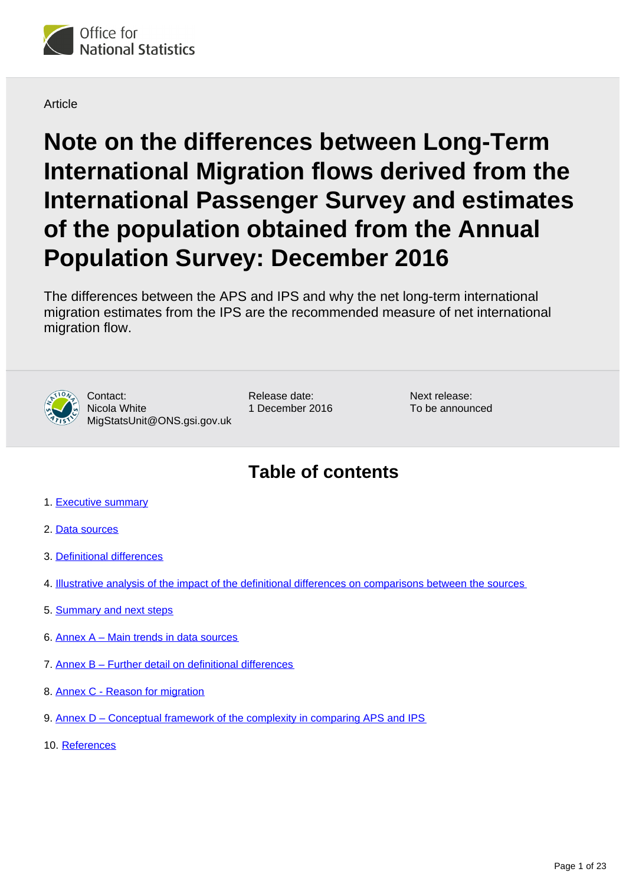Office for National Statistics

Article

# Note on the differences between Long-Term International Migration flows derived from the International Passenger Survey and estimates of the population obtained from the Annual Population Survey: December 2016

The differences between the APS and IPS and why the net long-term international migration estimates from the IPS are the recommended measure of net international migration flow.

Contact:
Nicola White
MigStatsUnit@ONS.gsi.gov.uk

Release date:
1 December 2016

Next release:
To be announced

## Table of contents

1. Executive summary
2. Data sources
3. Definitional differences
4. Illustrative analysis of the impact of the definitional differences on comparisons between the sources
5. Summary and next steps
6. Annex A – Main trends in data sources
7. Annex B – Further detail on definitional differences
8. Annex C - Reason for migration
9. Annex D – Conceptual framework of the complexity in comparing APS and IPS
10. References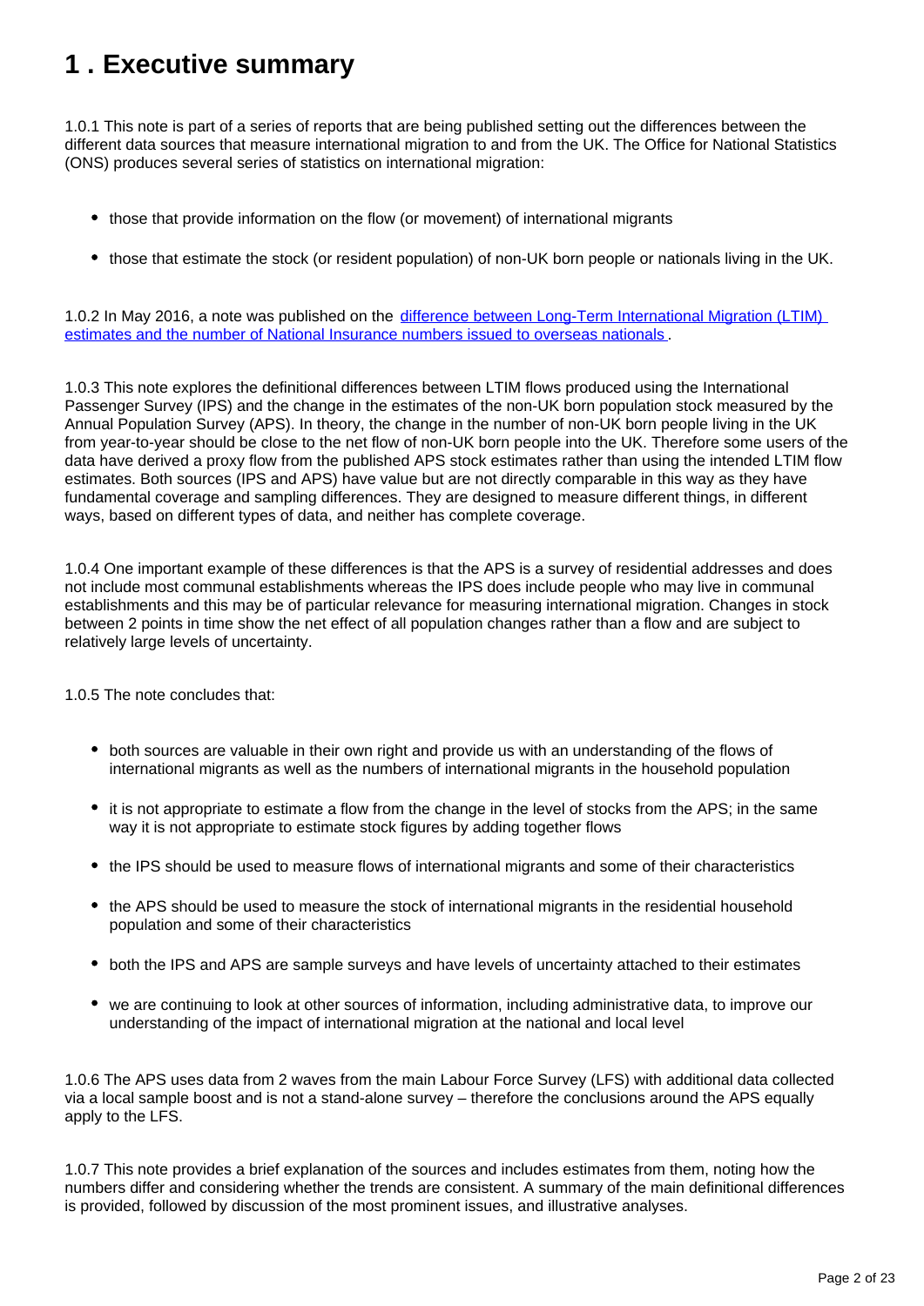# 1 . Executive summary

1.0.1 This note is part of a series of reports that are being published setting out the differences between the different data sources that measure international migration to and from the UK. The Office for National Statistics (ONS) produces several series of statistics on international migration:

- those that provide information on the flow (or movement) of international migrants
- those that estimate the stock (or resident population) of non-UK born people or nationals living in the UK.

1.0.2 In May 2016, a note was published on the [difference between Long-Term International Migration (LTIM) estimates and the number of National Insurance numbers issued to overseas nationals](#).

1.0.3 This note explores the definitional differences between LTIM flows produced using the International Passenger Survey (IPS) and the change in the estimates of the non-UK born population stock measured by the Annual Population Survey (APS). In theory, the change in the number of non-UK born people living in the UK from year-to-year should be close to the net flow of non-UK born people into the UK. Therefore some users of the data have derived a proxy flow from the published APS stock estimates rather than using the intended LTIM flow estimates. Both sources (IPS and APS) have value but are not directly comparable in this way as they have fundamental coverage and sampling differences. They are designed to measure different things, in different ways, based on different types of data, and neither has complete coverage.

1.0.4 One important example of these differences is that the APS is a survey of residential addresses and does not include most communal establishments whereas the IPS does include people who may live in communal establishments and this may be of particular relevance for measuring international migration. Changes in stock between 2 points in time show the net effect of all population changes rather than a flow and are subject to relatively large levels of uncertainty.

1.0.5 The note concludes that:

- both sources are valuable in their own right and provide us with an understanding of the flows of international migrants as well as the numbers of international migrants in the household population
- it is not appropriate to estimate a flow from the change in the level of stocks from the APS; in the same way it is not appropriate to estimate stock figures by adding together flows
- the IPS should be used to measure flows of international migrants and some of their characteristics
- the APS should be used to measure the stock of international migrants in the residential household population and some of their characteristics
- both the IPS and APS are sample surveys and have levels of uncertainty attached to their estimates
- we are continuing to look at other sources of information, including administrative data, to improve our understanding of the impact of international migration at the national and local level

1.0.6 The APS uses data from 2 waves from the main Labour Force Survey (LFS) with additional data collected via a local sample boost and is not a stand-alone survey – therefore the conclusions around the APS equally apply to the LFS.

1.0.7 This note provides a brief explanation of the sources and includes estimates from them, noting how the numbers differ and considering whether the trends are consistent. A summary of the main definitional differences is provided, followed by discussion of the most prominent issues, and illustrative analyses.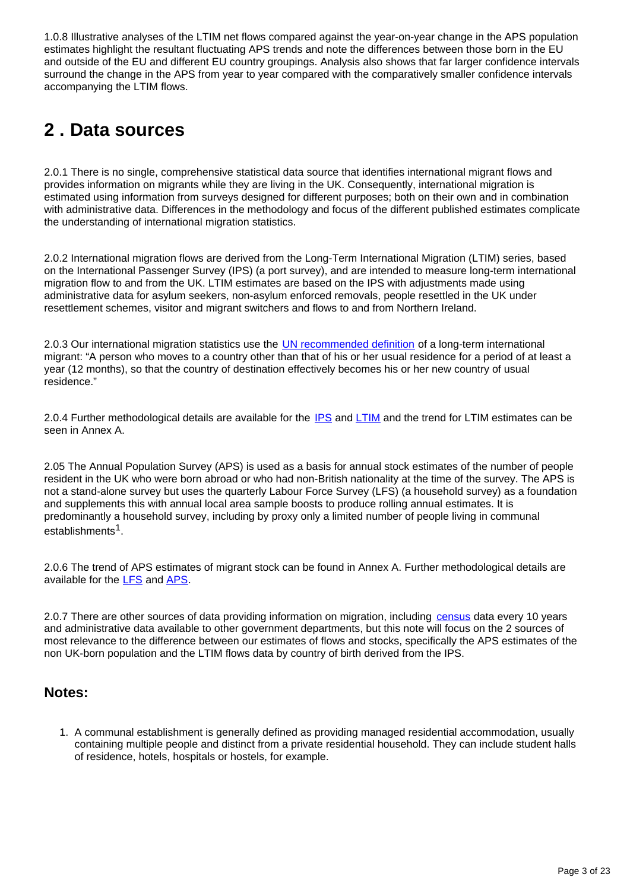1.0.8 Illustrative analyses of the LTIM net flows compared against the year-on-year change in the APS population estimates highlight the resultant fluctuating APS trends and note the differences between those born in the EU and outside of the EU and different EU country groupings. Analysis also shows that far larger confidence intervals surround the change in the APS from year to year compared with the comparatively smaller confidence intervals accompanying the LTIM flows.

# 2 . Data sources

2.0.1 There is no single, comprehensive statistical data source that identifies international migrant flows and provides information on migrants while they are living in the UK. Consequently, international migration is estimated using information from surveys designed for different purposes; both on their own and in combination with administrative data. Differences in the methodology and focus of the different published estimates complicate the understanding of international migration statistics.

2.0.2 International migration flows are derived from the Long-Term International Migration (LTIM) series, based on the International Passenger Survey (IPS) (a port survey), and are intended to measure long-term international migration flow to and from the UK. LTIM estimates are based on the IPS with adjustments made using administrative data for asylum seekers, non-asylum enforced removals, people resettled in the UK under resettlement schemes, visitor and migrant switchers and flows to and from Northern Ireland.

2.0.3 Our international migration statistics use the UN recommended definition of a long-term international migrant: "A person who moves to a country other than that of his or her usual residence for a period of at least a year (12 months), so that the country of destination effectively becomes his or her new country of usual residence."

2.0.4 Further methodological details are available for the IPS and LTIM and the trend for LTIM estimates can be seen in Annex A.

2.05 The Annual Population Survey (APS) is used as a basis for annual stock estimates of the number of people resident in the UK who were born abroad or who had non-British nationality at the time of the survey. The APS is not a stand-alone survey but uses the quarterly Labour Force Survey (LFS) (a household survey) as a foundation and supplements this with annual local area sample boosts to produce rolling annual estimates. It is predominantly a household survey, including by proxy only a limited number of people living in communal establishments[1].

2.0.6 The trend of APS estimates of migrant stock can be found in Annex A. Further methodological details are available for the LFS and APS.

2.0.7 There are other sources of data providing information on migration, including census data every 10 years and administrative data available to other government departments, but this note will focus on the 2 sources of most relevance to the difference between our estimates of flows and stocks, specifically the APS estimates of the non UK-born population and the LTIM flows data by country of birth derived from the IPS.

## Notes:

1. A communal establishment is generally defined as providing managed residential accommodation, usually containing multiple people and distinct from a private residential household. They can include student halls of residence, hotels, hospitals or hostels, for example.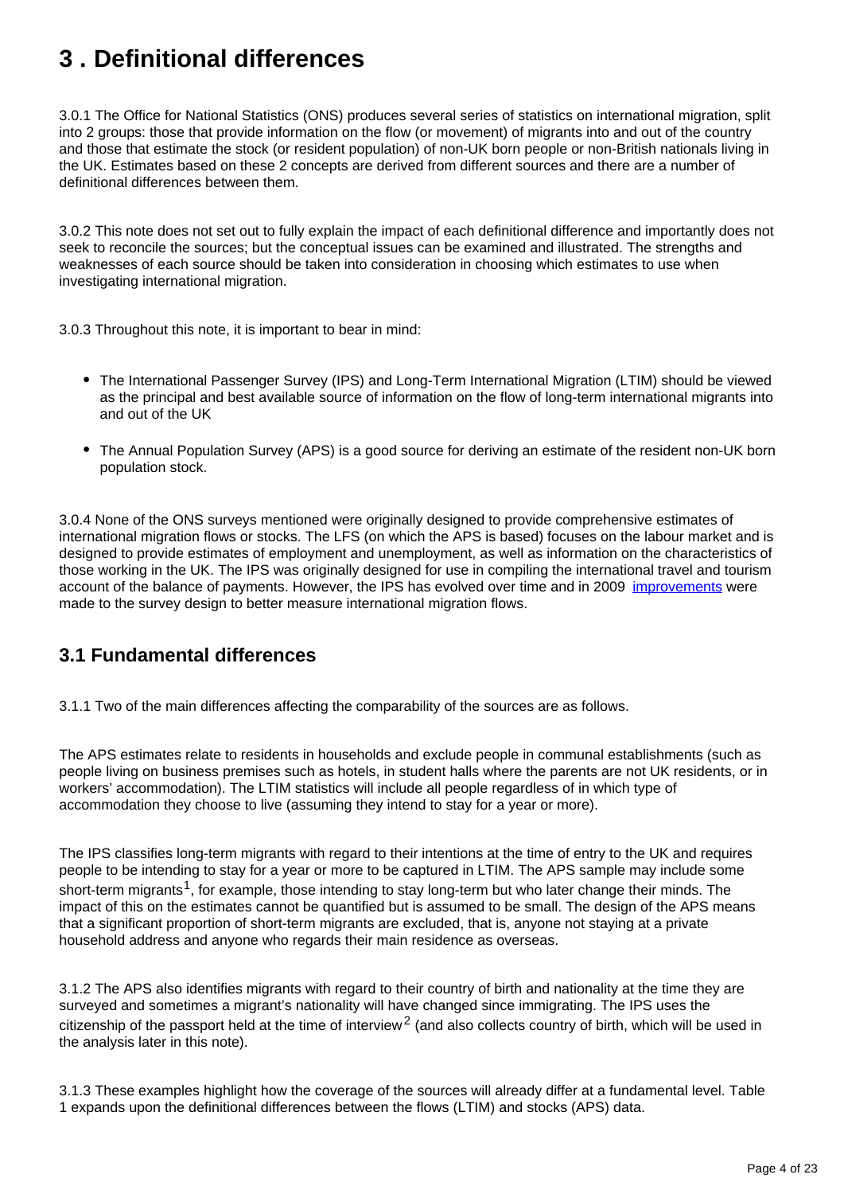# 3 . Definitional differences

3.0.1 The Office for National Statistics (ONS) produces several series of statistics on international migration, split into 2 groups: those that provide information on the flow (or movement) of migrants into and out of the country and those that estimate the stock (or resident population) of non-UK born people or non-British nationals living in the UK. Estimates based on these 2 concepts are derived from different sources and there are a number of definitional differences between them.

3.0.2 This note does not set out to fully explain the impact of each definitional difference and importantly does not seek to reconcile the sources; but the conceptual issues can be examined and illustrated. The strengths and weaknesses of each source should be taken into consideration in choosing which estimates to use when investigating international migration.

3.0.3 Throughout this note, it is important to bear in mind:

- The International Passenger Survey (IPS) and Long-Term International Migration (LTIM) should be viewed as the principal and best available source of information on the flow of long-term international migrants into and out of the UK
- The Annual Population Survey (APS) is a good source for deriving an estimate of the resident non-UK born population stock.

3.0.4 None of the ONS surveys mentioned were originally designed to provide comprehensive estimates of international migration flows or stocks. The LFS (on which the APS is based) focuses on the labour market and is designed to provide estimates of employment and unemployment, as well as information on the characteristics of those working in the UK. The IPS was originally designed for use in compiling the international travel and tourism account of the balance of payments. However, the IPS has evolved over time and in 2009 improvements were made to the survey design to better measure international migration flows.

## 3.1 Fundamental differences

3.1.1 Two of the main differences affecting the comparability of the sources are as follows.

The APS estimates relate to residents in households and exclude people in communal establishments (such as people living on business premises such as hotels, in student halls where the parents are not UK residents, or in workers' accommodation). The LTIM statistics will include all people regardless of in which type of accommodation they choose to live (assuming they intend to stay for a year or more).

The IPS classifies long-term migrants with regard to their intentions at the time of entry to the UK and requires people to be intending to stay for a year or more to be captured in LTIM. The APS sample may include some short-term migrants[1], for example, those intending to stay long-term but who later change their minds. The impact of this on the estimates cannot be quantified but is assumed to be small. The design of the APS means that a significant proportion of short-term migrants are excluded, that is, anyone not staying at a private household address and anyone who regards their main residence as overseas.

3.1.2 The APS also identifies migrants with regard to their country of birth and nationality at the time they are surveyed and sometimes a migrant's nationality will have changed since immigrating. The IPS uses the citizenship of the passport held at the time of interview[2] (and also collects country of birth, which will be used in the analysis later in this note).

3.1.3 These examples highlight how the coverage of the sources will already differ at a fundamental level. Table 1 expands upon the definitional differences between the flows (LTIM) and stocks (APS) data.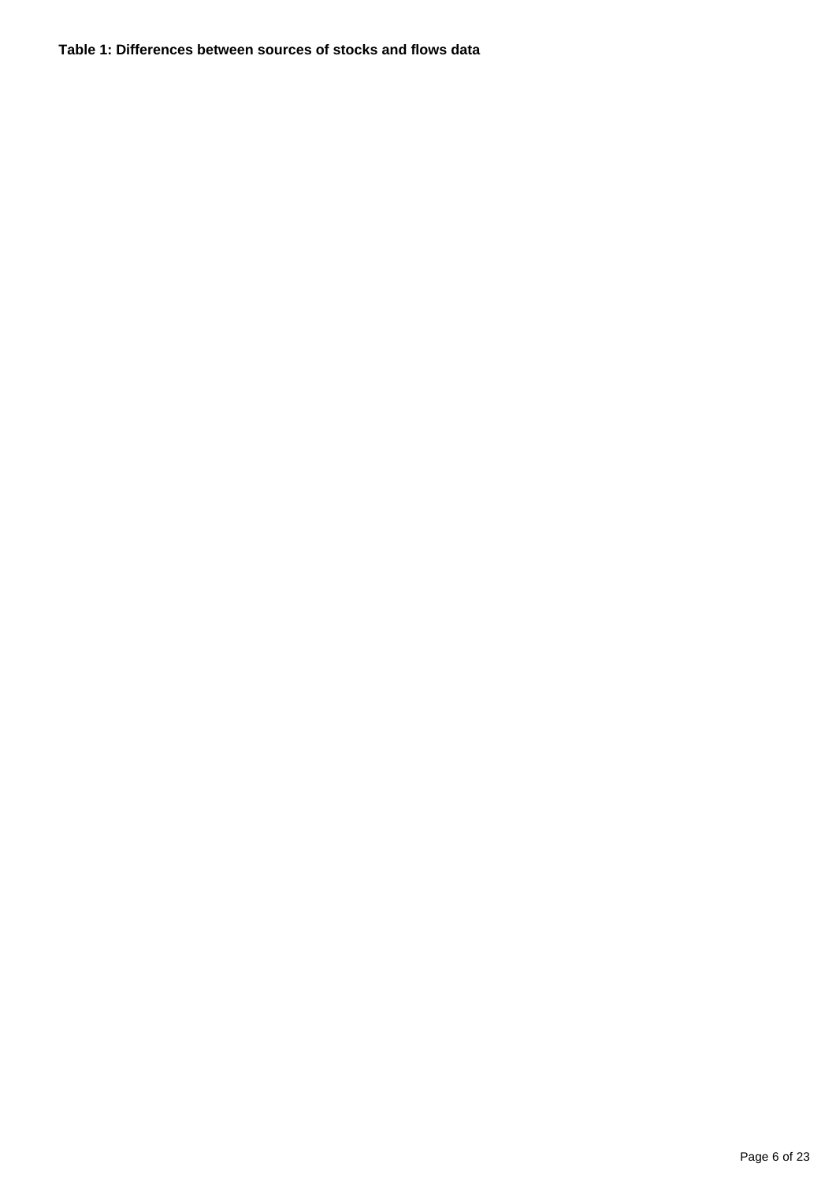**Table 1: Differences between sources of stocks and flows data**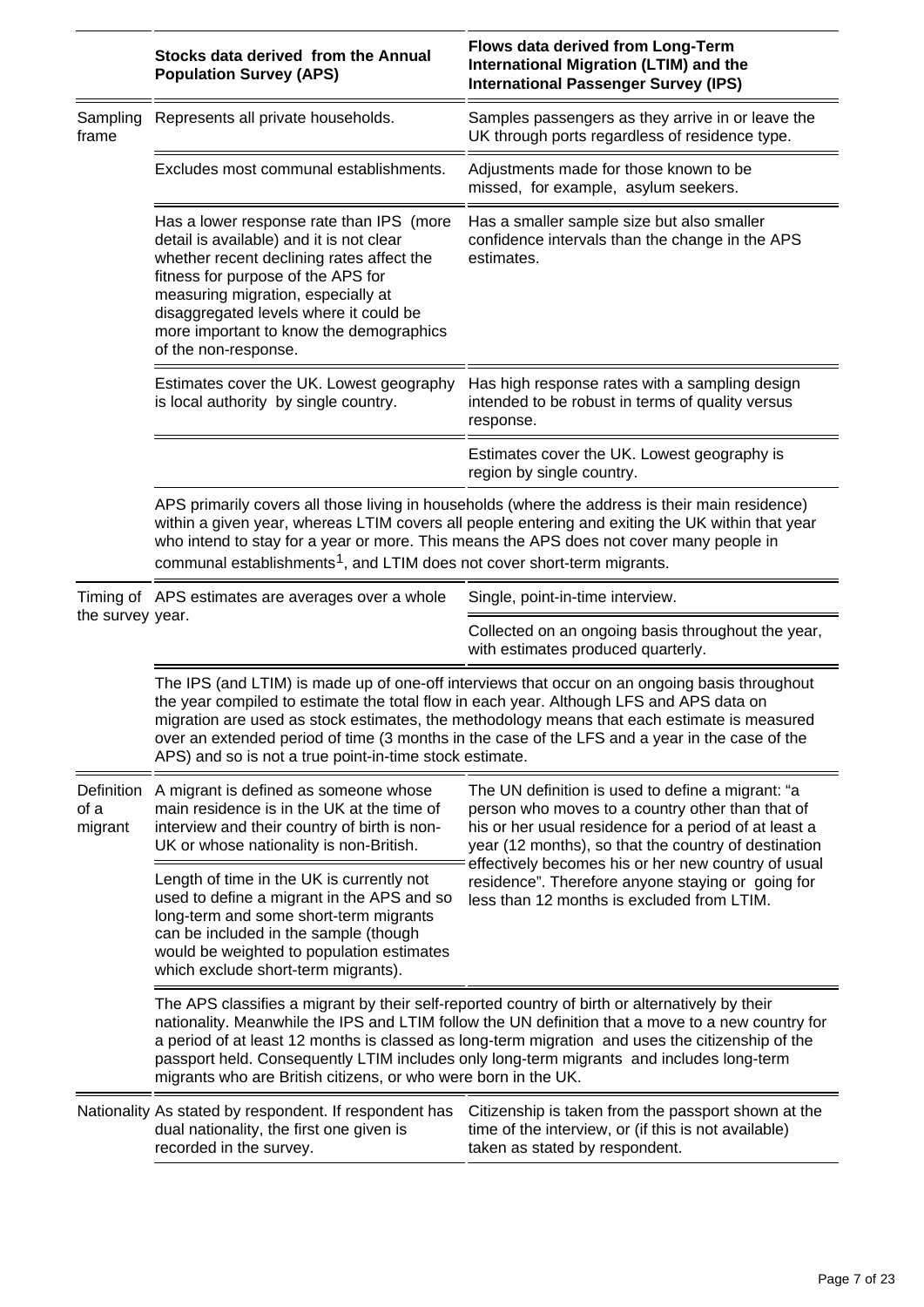| | Stocks data derived from the Annual Population Survey (APS) | Flows data derived from Long-Term International Migration (LTIM) and the International Passenger Survey (IPS) |
|---|---|---|
| Sampling frame | Represents all private households. | Samples passengers as they arrive in or leave the UK through ports regardless of residence type. |
| | Excludes most communal establishments. | Adjustments made for those known to be missed, for example, asylum seekers. |
| | Has a lower response rate than IPS (more detail is available) and it is not clear whether recent declining rates affect the fitness for purpose of the APS for measuring migration, especially at disaggregated levels where it could be more important to know the demographics of the non-response. | Has a smaller sample size but also smaller confidence intervals than the change in the APS estimates. |
| | Estimates cover the UK. Lowest geography is local authority by single country. | Has high response rates with a sampling design intended to be robust in terms of quality versus response. |
| | | Estimates cover the UK. Lowest geography is region by single country. |
| | APS primarily covers all those living in households (where the address is their main residence) within a given year, whereas LTIM covers all people entering and exiting the UK within that year who intend to stay for a year or more. This means the APS does not cover many people in communal establishments[1], and LTIM does not cover short-term migrants. | |
| Timing of the survey | APS estimates are averages over a whole year. | Single, point-in-time interview. |
| | | Collected on an ongoing basis throughout the year, with estimates produced quarterly. |
| | The IPS (and LTIM) is made up of one-off interviews that occur on an ongoing basis throughout the year compiled to estimate the total flow in each year. Although LFS and APS data on migration are used as stock estimates, the methodology means that each estimate is measured over an extended period of time (3 months in the case of the LFS and a year in the case of the APS) and so is not a true point-in-time stock estimate. | |
| Definition of a migrant | A migrant is defined as someone whose main residence is in the UK at the time of interview and their country of birth is non-UK or whose nationality is non-British. | The UN definition is used to define a migrant: "a person who moves to a country other than that of his or her usual residence for a period of at least a year (12 months), so that the country of destination effectively becomes his or her new country of usual residence". Therefore anyone staying or going for less than 12 months is excluded from LTIM. |
| | Length of time in the UK is currently not used to define a migrant in the APS and so long-term and some short-term migrants can be included in the sample (though would be weighted to population estimates which exclude short-term migrants). | |
| | The APS classifies a migrant by their self-reported country of birth or alternatively by their nationality. Meanwhile the IPS and LTIM follow the UN definition that a move to a new country for a period of at least 12 months is classed as long-term migration and uses the citizenship of the passport held. Consequently LTIM includes only long-term migrants and includes long-term migrants who are British citizens, or who were born in the UK. | |
| Nationality | As stated by respondent. If respondent has dual nationality, the first one given is recorded in the survey. | Citizenship is taken from the passport shown at the time of the interview, or (if this is not available) taken as stated by respondent. |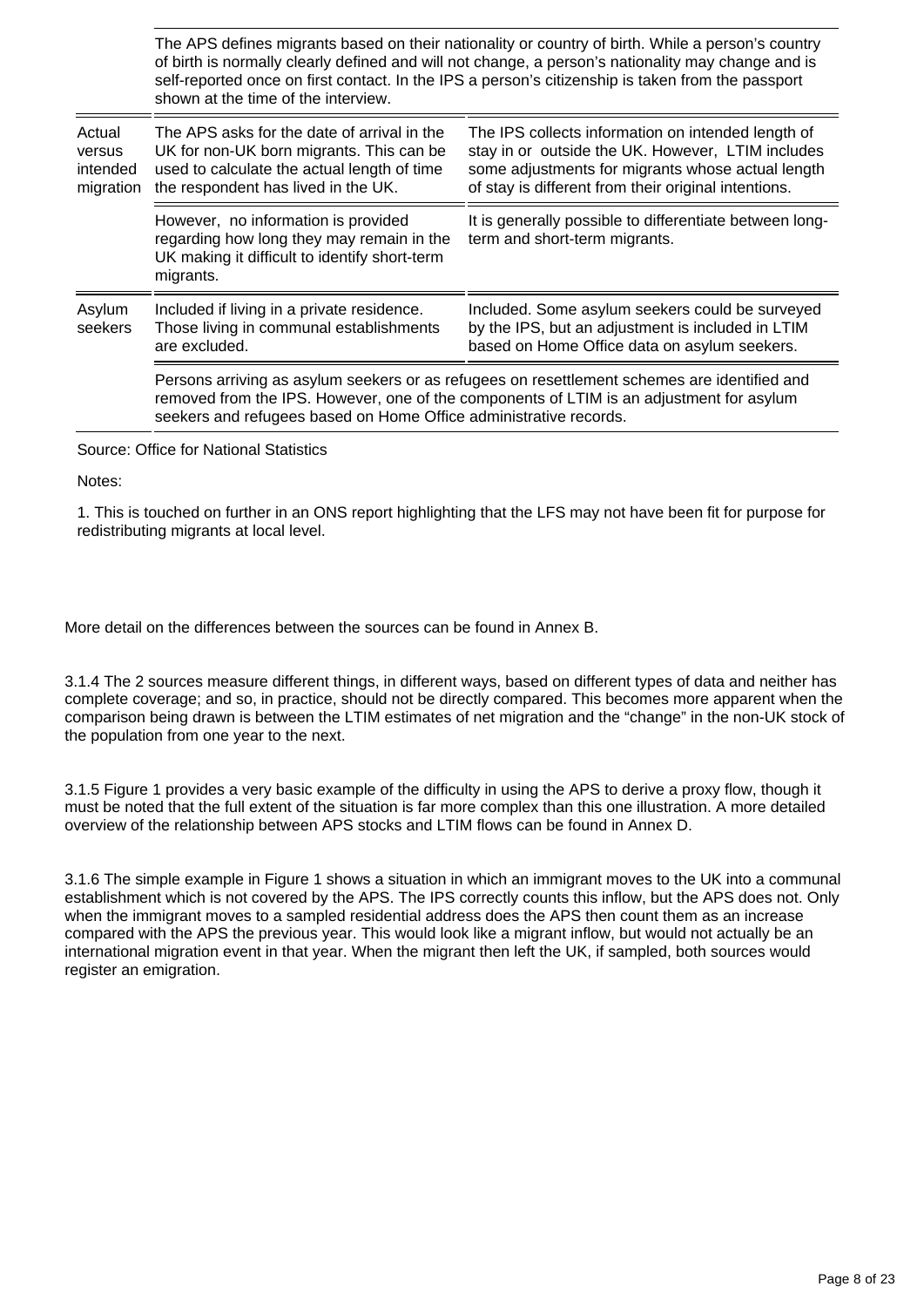| | APS | IPS |
|---|---|---|
| | The APS defines migrants based on their nationality or country of birth. While a person's country of birth is normally clearly defined and will not change, a person's nationality may change and is self-reported once on first contact. In the IPS a person's citizenship is taken from the passport shown at the time of the interview. | |
| Actual versus intended migration | The APS asks for the date of arrival in the UK for non-UK born migrants. This can be used to calculate the actual length of time the respondent has lived in the UK. | The IPS collects information on intended length of stay in or outside the UK. However, LTIM includes some adjustments for migrants whose actual length of stay is different from their original intentions. |
| | However, no information is provided regarding how long they may remain in the UK making it difficult to identify short-term migrants. | It is generally possible to differentiate between long-term and short-term migrants. |
| Asylum seekers | Included if living in a private residence. Those living in communal establishments are excluded. | Included. Some asylum seekers could be surveyed by the IPS, but an adjustment is included in LTIM based on Home Office data on asylum seekers. |
| | Persons arriving as asylum seekers or as refugees on resettlement schemes are identified and removed from the IPS. However, one of the components of LTIM is an adjustment for asylum seekers and refugees based on Home Office administrative records. | |

Source: Office for National Statistics

Notes:

1. This is touched on further in an ONS report highlighting that the LFS may not have been fit for purpose for redistributing migrants at local level.

More detail on the differences between the sources can be found in Annex B.

3.1.4 The 2 sources measure different things, in different ways, based on different types of data and neither has complete coverage; and so, in practice, should not be directly compared. This becomes more apparent when the comparison being drawn is between the LTIM estimates of net migration and the "change" in the non-UK stock of the population from one year to the next.

3.1.5 Figure 1 provides a very basic example of the difficulty in using the APS to derive a proxy flow, though it must be noted that the full extent of the situation is far more complex than this one illustration. A more detailed overview of the relationship between APS stocks and LTIM flows can be found in Annex D.

3.1.6 The simple example in Figure 1 shows a situation in which an immigrant moves to the UK into a communal establishment which is not covered by the APS. The IPS correctly counts this inflow, but the APS does not. Only when the immigrant moves to a sampled residential address does the APS then count them as an increase compared with the APS the previous year. This would look like a migrant inflow, but would not actually be an international migration event in that year. When the migrant then left the UK, if sampled, both sources would register an emigration.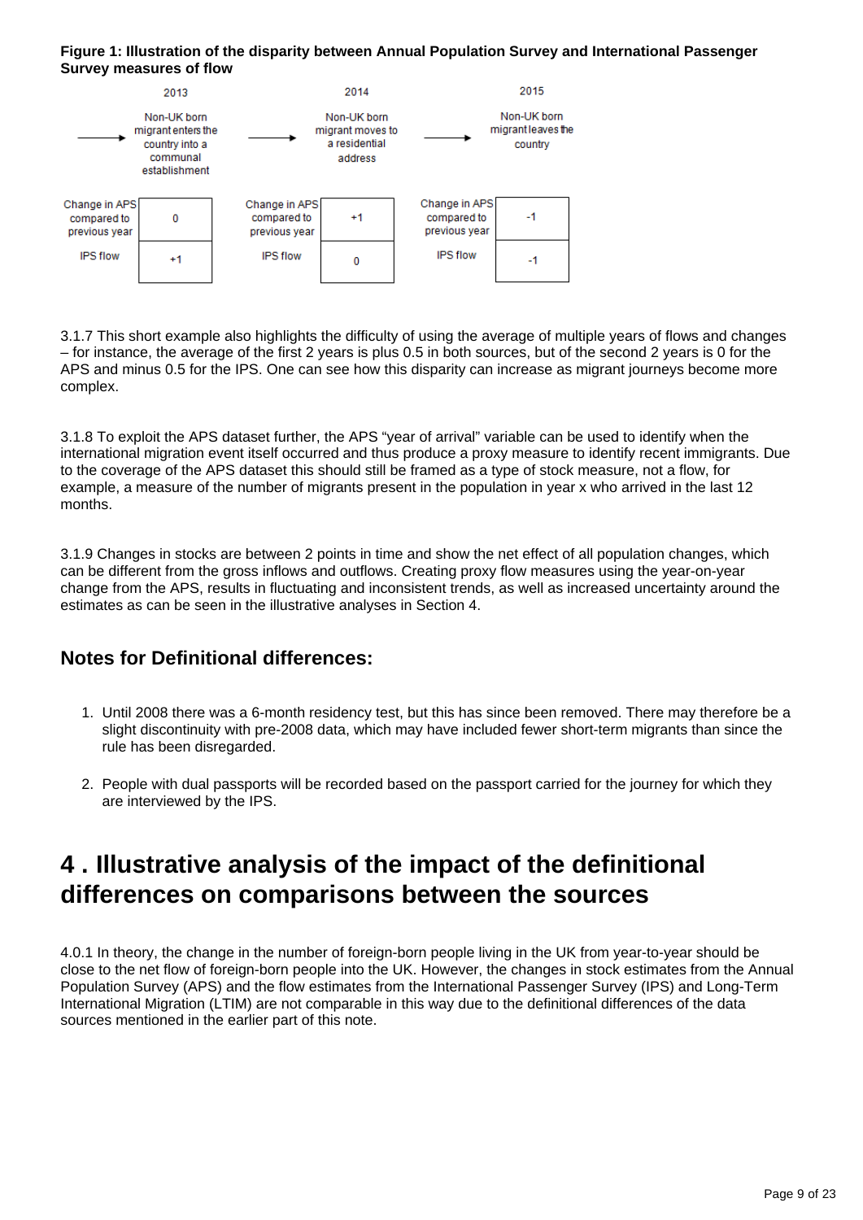**Figure 1: Illustration of the disparity between Annual Population Survey and International Passenger Survey measures of flow**

| | 2013 | 2014 | 2015 |
|---|---|---|---|
| | Non-UK born migrant enters the country into a communal establishment | Non-UK born migrant moves to a residential address | Non-UK born migrant leaves the country |
| Change in APS compared to previous year | 0 | +1 | -1 |
| IPS flow | +1 | 0 | -1 |

3.1.7 This short example also highlights the difficulty of using the average of multiple years of flows and changes – for instance, the average of the first 2 years is plus 0.5 in both sources, but of the second 2 years is 0 for the APS and minus 0.5 for the IPS. One can see how this disparity can increase as migrant journeys become more complex.

3.1.8 To exploit the APS dataset further, the APS "year of arrival" variable can be used to identify when the international migration event itself occurred and thus produce a proxy measure to identify recent immigrants. Due to the coverage of the APS dataset this should still be framed as a type of stock measure, not a flow, for example, a measure of the number of migrants present in the population in year x who arrived in the last 12 months.

3.1.9 Changes in stocks are between 2 points in time and show the net effect of all population changes, which can be different from the gross inflows and outflows. Creating proxy flow measures using the year-on-year change from the APS, results in fluctuating and inconsistent trends, as well as increased uncertainty around the estimates as can be seen in the illustrative analyses in Section 4.

### Notes for Definitional differences:

1. Until 2008 there was a 6-month residency test, but this has since been removed. There may therefore be a slight discontinuity with pre-2008 data, which may have included fewer short-term migrants than since the rule has been disregarded.

2. People with dual passports will be recorded based on the passport carried for the journey for which they are interviewed by the IPS.

## 4 . Illustrative analysis of the impact of the definitional differences on comparisons between the sources

4.0.1 In theory, the change in the number of foreign-born people living in the UK from year-to-year should be close to the net flow of foreign-born people into the UK. However, the changes in stock estimates from the Annual Population Survey (APS) and the flow estimates from the International Passenger Survey (IPS) and Long-Term International Migration (LTIM) are not comparable in this way due to the definitional differences of the data sources mentioned in the earlier part of this note.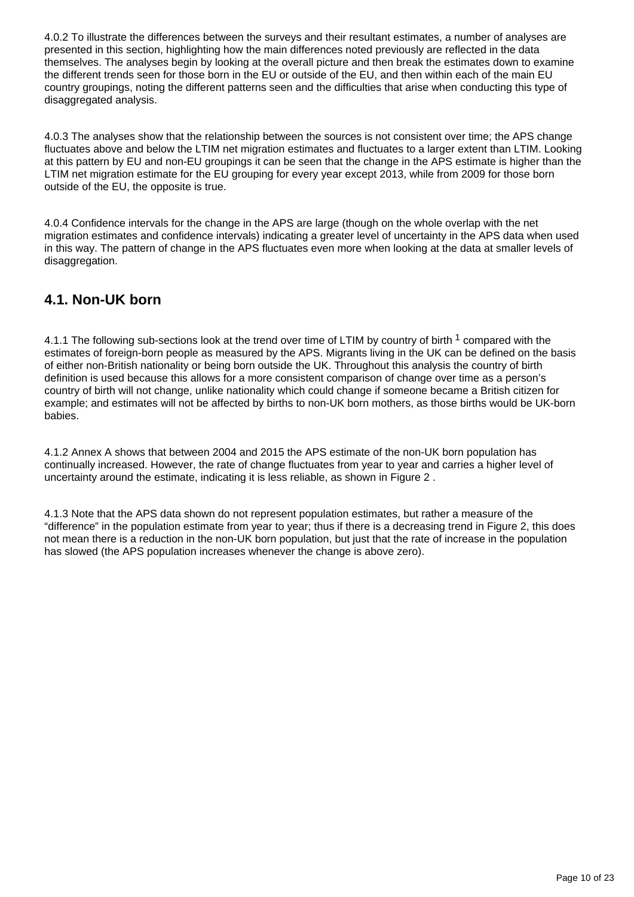4.0.2 To illustrate the differences between the surveys and their resultant estimates, a number of analyses are presented in this section, highlighting how the main differences noted previously are reflected in the data themselves. The analyses begin by looking at the overall picture and then break the estimates down to examine the different trends seen for those born in the EU or outside of the EU, and then within each of the main EU country groupings, noting the different patterns seen and the difficulties that arise when conducting this type of disaggregated analysis.

4.0.3 The analyses show that the relationship between the sources is not consistent over time; the APS change fluctuates above and below the LTIM net migration estimates and fluctuates to a larger extent than LTIM. Looking at this pattern by EU and non-EU groupings it can be seen that the change in the APS estimate is higher than the LTIM net migration estimate for the EU grouping for every year except 2013, while from 2009 for those born outside of the EU, the opposite is true.

4.0.4 Confidence intervals for the change in the APS are large (though on the whole overlap with the net migration estimates and confidence intervals) indicating a greater level of uncertainty in the APS data when used in this way. The pattern of change in the APS fluctuates even more when looking at the data at smaller levels of disaggregation.

## 4.1. Non-UK born

4.1.1 The following sub-sections look at the trend over time of LTIM by country of birth [1] compared with the estimates of foreign-born people as measured by the APS. Migrants living in the UK can be defined on the basis of either non-British nationality or being born outside the UK. Throughout this analysis the country of birth definition is used because this allows for a more consistent comparison of change over time as a person's country of birth will not change, unlike nationality which could change if someone became a British citizen for example; and estimates will not be affected by births to non-UK born mothers, as those births would be UK-born babies.

4.1.2 Annex A shows that between 2004 and 2015 the APS estimate of the non-UK born population has continually increased. However, the rate of change fluctuates from year to year and carries a higher level of uncertainty around the estimate, indicating it is less reliable, as shown in Figure 2 .

4.1.3 Note that the APS data shown do not represent population estimates, but rather a measure of the "difference" in the population estimate from year to year; thus if there is a decreasing trend in Figure 2, this does not mean there is a reduction in the non-UK born population, but just that the rate of increase in the population has slowed (the APS population increases whenever the change is above zero).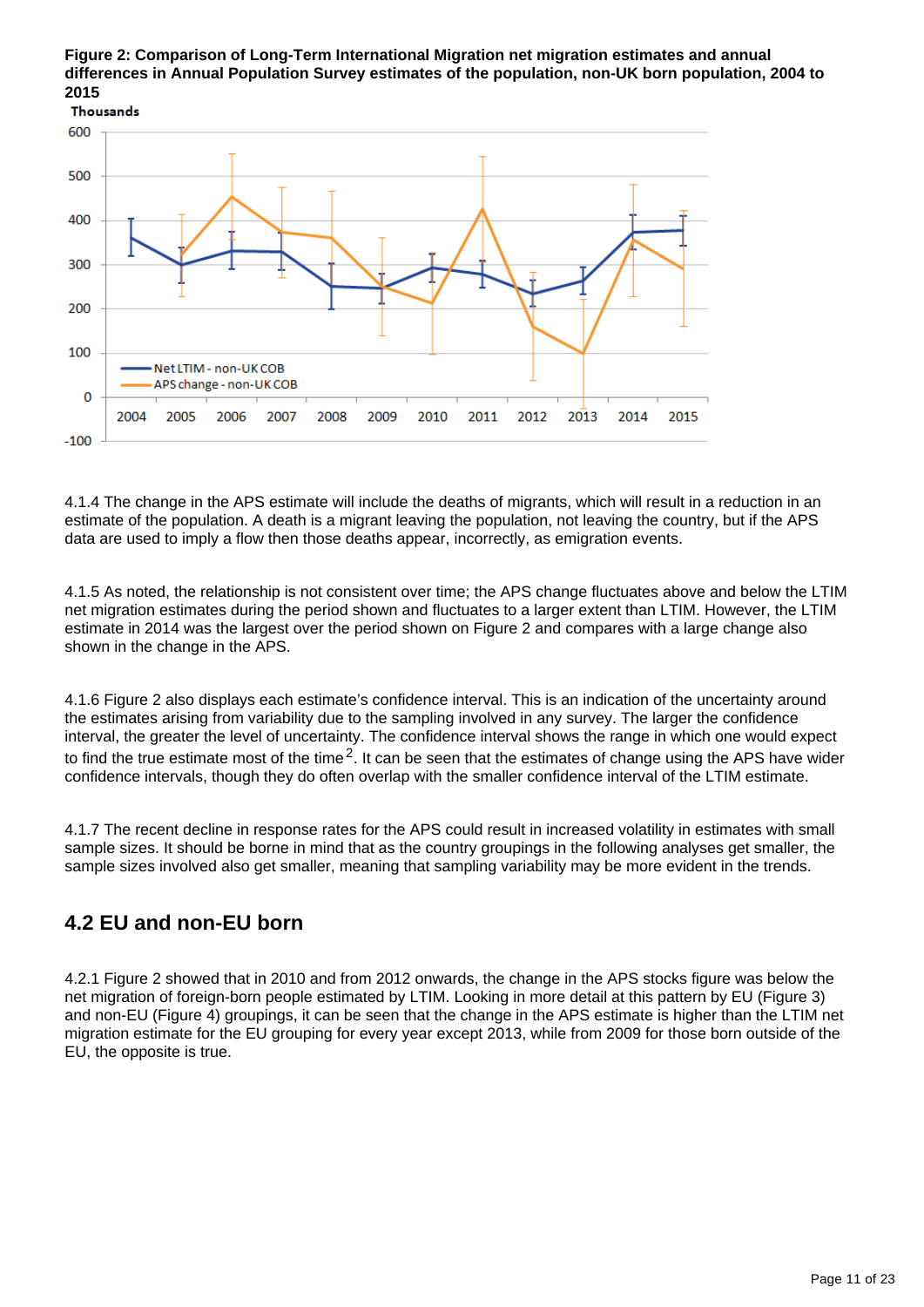**Figure 2: Comparison of Long-Term International Migration net migration estimates and annual differences in Annual Population Survey estimates of the population, non-UK born population, 2004 to 2015**

4.1.4 The change in the APS estimate will include the deaths of migrants, which will result in a reduction in an estimate of the population. A death is a migrant leaving the population, not leaving the country, but if the APS data are used to imply a flow then those deaths appear, incorrectly, as emigration events.

4.1.5 As noted, the relationship is not consistent over time; the APS change fluctuates above and below the LTIM net migration estimates during the period shown and fluctuates to a larger extent than LTIM. However, the LTIM estimate in 2014 was the largest over the period shown on Figure 2 and compares with a large change also shown in the change in the APS.

4.1.6 Figure 2 also displays each estimate's confidence interval. This is an indication of the uncertainty around the estimates arising from variability due to the sampling involved in any survey. The larger the confidence interval, the greater the level of uncertainty. The confidence interval shows the range in which one would expect to find the true estimate most of the time[2]. It can be seen that the estimates of change using the APS have wider confidence intervals, though they do often overlap with the smaller confidence interval of the LTIM estimate.

4.1.7 The recent decline in response rates for the APS could result in increased volatility in estimates with small sample sizes. It should be borne in mind that as the country groupings in the following analyses get smaller, the sample sizes involved also get smaller, meaning that sampling variability may be more evident in the trends.

## 4.2 EU and non-EU born

4.2.1 Figure 2 showed that in 2010 and from 2012 onwards, the change in the APS stocks figure was below the net migration of foreign-born people estimated by LTIM. Looking in more detail at this pattern by EU (Figure 3) and non-EU (Figure 4) groupings, it can be seen that the change in the APS estimate is higher than the LTIM net migration estimate for the EU grouping for every year except 2013, while from 2009 for those born outside of the EU, the opposite is true.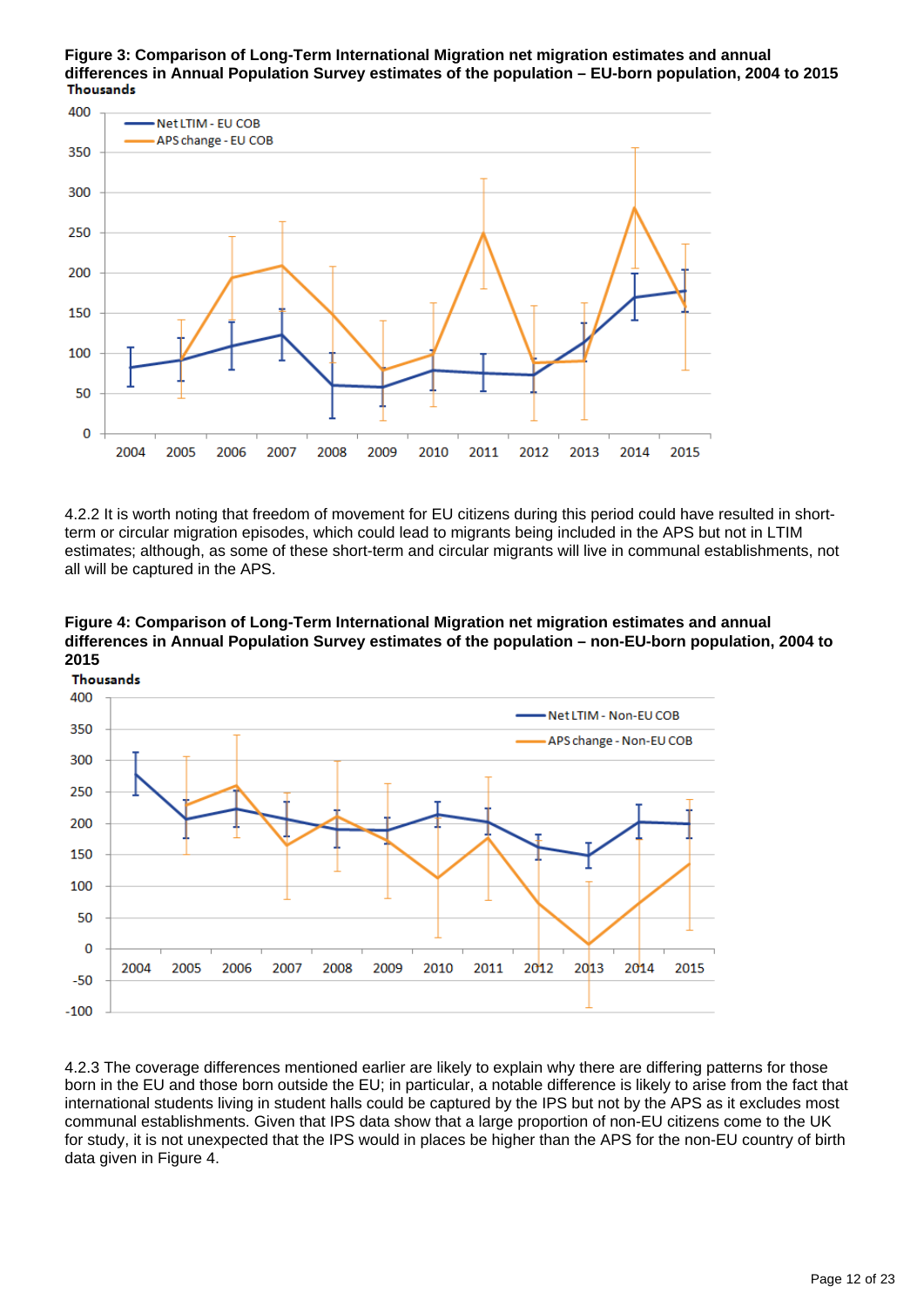**Figure 3: Comparison of Long-Term International Migration net migration estimates and annual differences in Annual Population Survey estimates of the population – EU-born population, 2004 to 2015**

4.2.2 It is worth noting that freedom of movement for EU citizens during this period could have resulted in short-term or circular migration episodes, which could lead to migrants being included in the APS but not in LTIM estimates; although, as some of these short-term and circular migrants will live in communal establishments, not all will be captured in the APS.

**Figure 4: Comparison of Long-Term International Migration net migration estimates and annual differences in Annual Population Survey estimates of the population – non-EU-born population, 2004 to 2015**

4.2.3 The coverage differences mentioned earlier are likely to explain why there are differing patterns for those born in the EU and those born outside the EU; in particular, a notable difference is likely to arise from the fact that international students living in student halls could be captured by the IPS but not by the APS as it excludes most communal establishments. Given that IPS data show that a large proportion of non-EU citizens come to the UK for study, it is not unexpected that the IPS would in places be higher than the APS for the non-EU country of birth data given in Figure 4.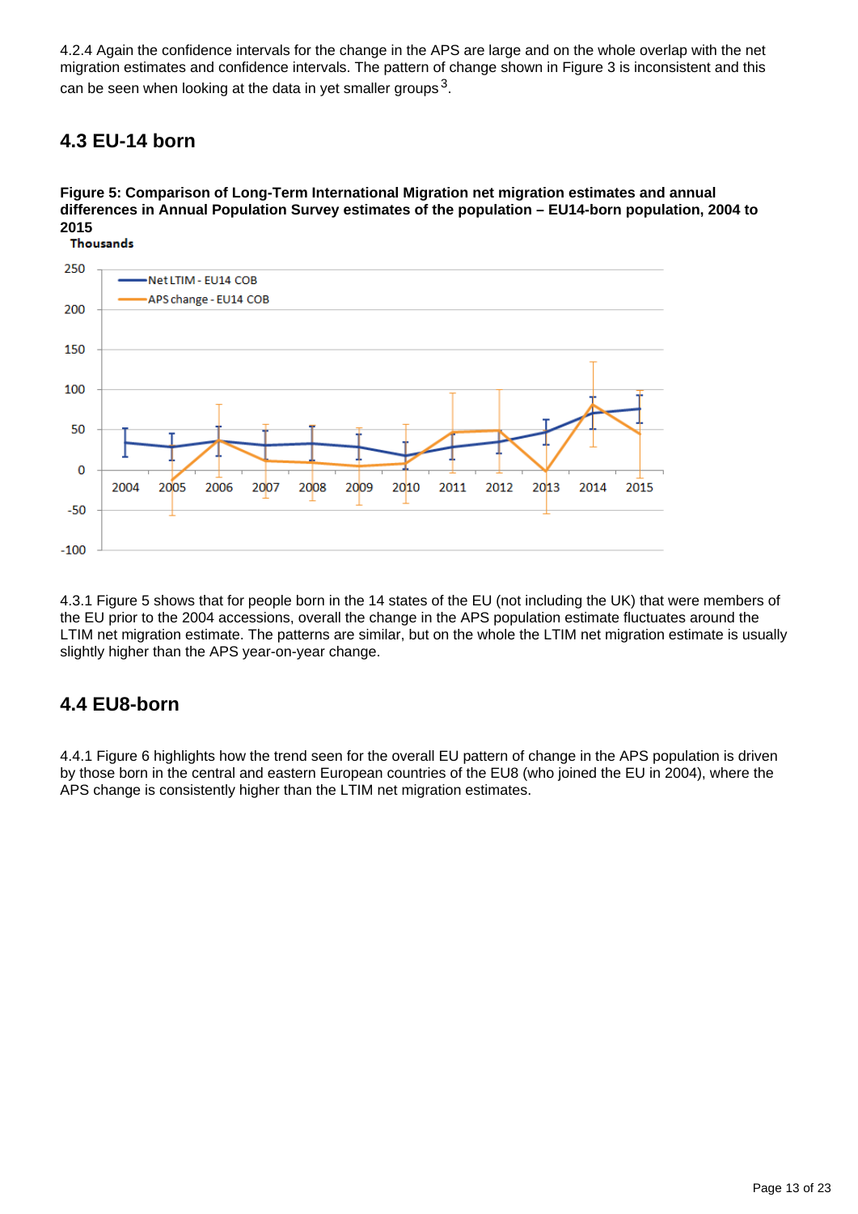4.2.4 Again the confidence intervals for the change in the APS are large and on the whole overlap with the net migration estimates and confidence intervals. The pattern of change shown in Figure 3 is inconsistent and this can be seen when looking at the data in yet smaller groups[3].

## 4.3 EU-14 born

**Figure 5: Comparison of Long-Term International Migration net migration estimates and annual differences in Annual Population Survey estimates of the population – EU14-born population, 2004 to 2015**

4.3.1 Figure 5 shows that for people born in the 14 states of the EU (not including the UK) that were members of the EU prior to the 2004 accessions, overall the change in the APS population estimate fluctuates around the LTIM net migration estimate. The patterns are similar, but on the whole the LTIM net migration estimate is usually slightly higher than the APS year-on-year change.

## 4.4 EU8-born

4.4.1 Figure 6 highlights how the trend seen for the overall EU pattern of change in the APS population is driven by those born in the central and eastern European countries of the EU8 (who joined the EU in 2004), where the APS change is consistently higher than the LTIM net migration estimates.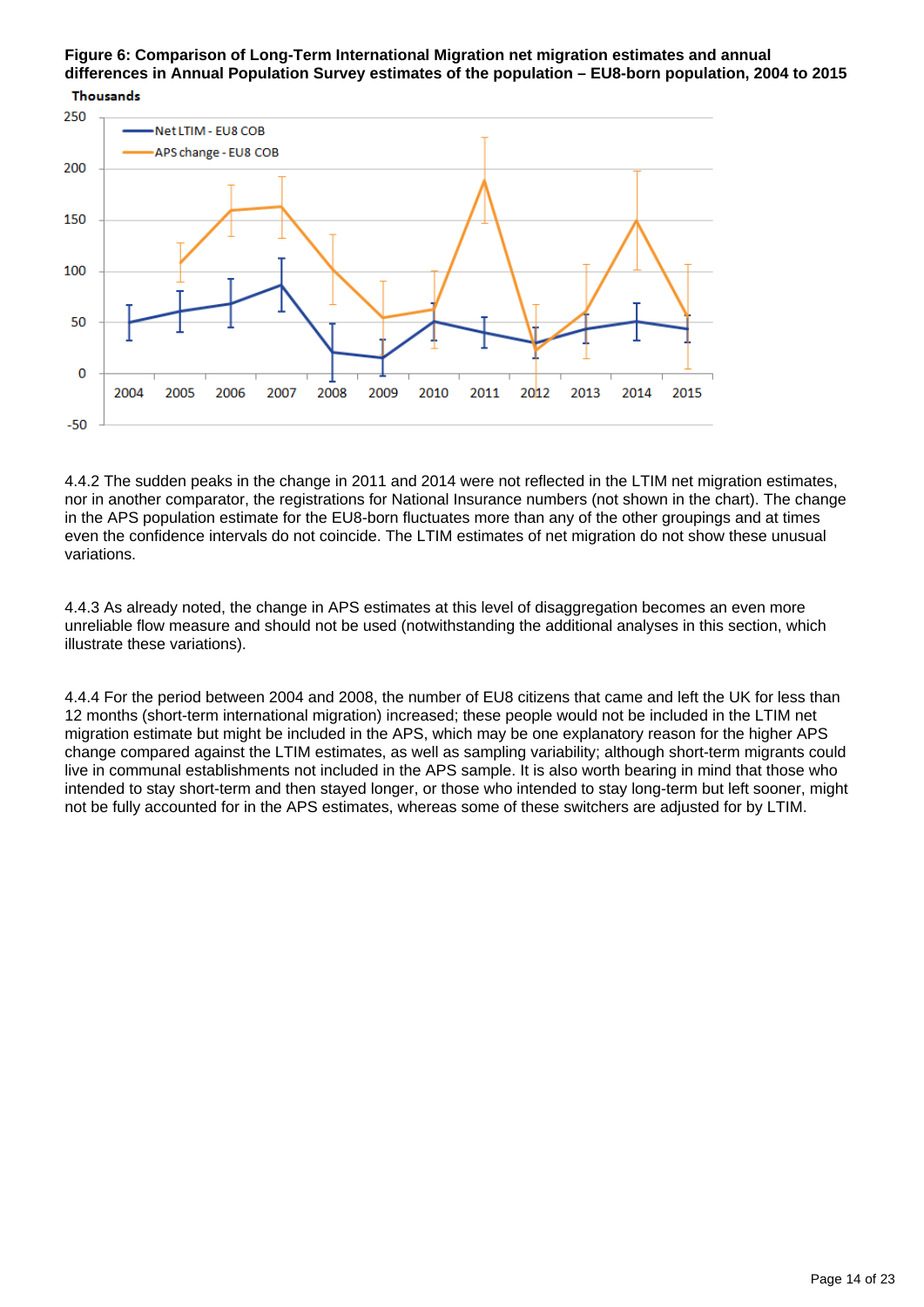**Figure 6: Comparison of Long-Term International Migration net migration estimates and annual differences in Annual Population Survey estimates of the population – EU8-born population, 2004 to 2015**

4.4.2 The sudden peaks in the change in 2011 and 2014 were not reflected in the LTIM net migration estimates, nor in another comparator, the registrations for National Insurance numbers (not shown in the chart). The change in the APS population estimate for the EU8-born fluctuates more than any of the other groupings and at times even the confidence intervals do not coincide. The LTIM estimates of net migration do not show these unusual variations.

4.4.3 As already noted, the change in APS estimates at this level of disaggregation becomes an even more unreliable flow measure and should not be used (notwithstanding the additional analyses in this section, which illustrate these variations).

4.4.4 For the period between 2004 and 2008, the number of EU8 citizens that came and left the UK for less than 12 months (short-term international migration) increased; these people would not be included in the LTIM net migration estimate but might be included in the APS, which may be one explanatory reason for the higher APS change compared against the LTIM estimates, as well as sampling variability; although short-term migrants could live in communal establishments not included in the APS sample. It is also worth bearing in mind that those who intended to stay short-term and then stayed longer, or those who intended to stay long-term but left sooner, might not be fully accounted for in the APS estimates, whereas some of these switchers are adjusted for by LTIM.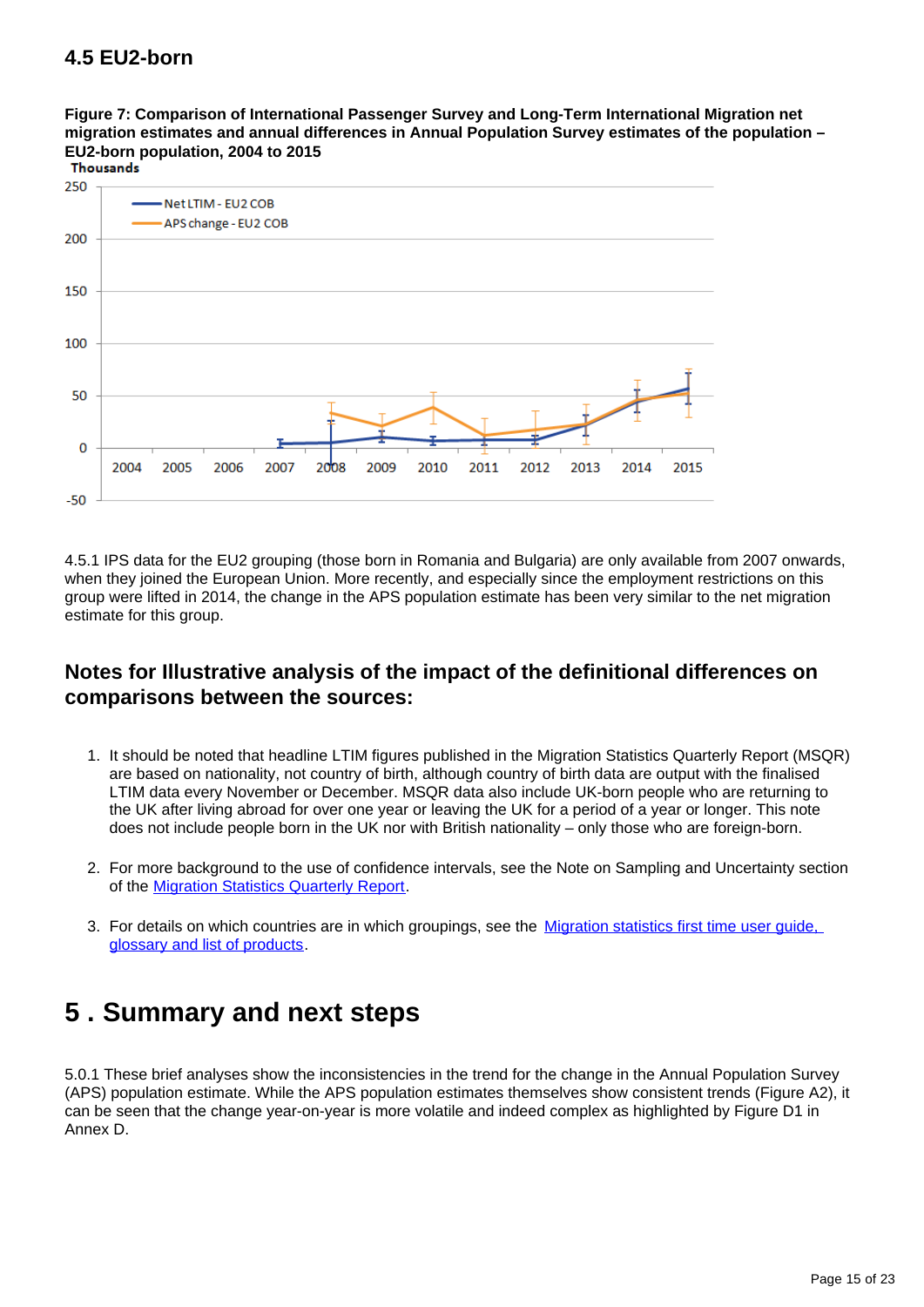## 4.5 EU2-born

**Figure 7: Comparison of International Passenger Survey and Long-Term International Migration net migration estimates and annual differences in Annual Population Survey estimates of the population – EU2-born population, 2004 to 2015**

4.5.1 IPS data for the EU2 grouping (those born in Romania and Bulgaria) are only available from 2007 onwards, when they joined the European Union. More recently, and especially since the employment restrictions on this group were lifted in 2014, the change in the APS population estimate has been very similar to the net migration estimate for this group.

### Notes for Illustrative analysis of the impact of the definitional differences on comparisons between the sources:

1. It should be noted that headline LTIM figures published in the Migration Statistics Quarterly Report (MSQR) are based on nationality, not country of birth, although country of birth data are output with the finalised LTIM data every November or December. MSQR data also include UK-born people who are returning to the UK after living abroad for over one year or leaving the UK for a period of a year or longer. This note does not include people born in the UK nor with British nationality – only those who are foreign-born.

2. For more background to the use of confidence intervals, see the Note on Sampling and Uncertainty section of the Migration Statistics Quarterly Report.

3. For details on which countries are in which groupings, see the Migration statistics first time user guide, glossary and list of products.

# 5 . Summary and next steps

5.0.1 These brief analyses show the inconsistencies in the trend for the change in the Annual Population Survey (APS) population estimate. While the APS population estimates themselves show consistent trends (Figure A2), it can be seen that the change year-on-year is more volatile and indeed complex as highlighted by Figure D1 in Annex D.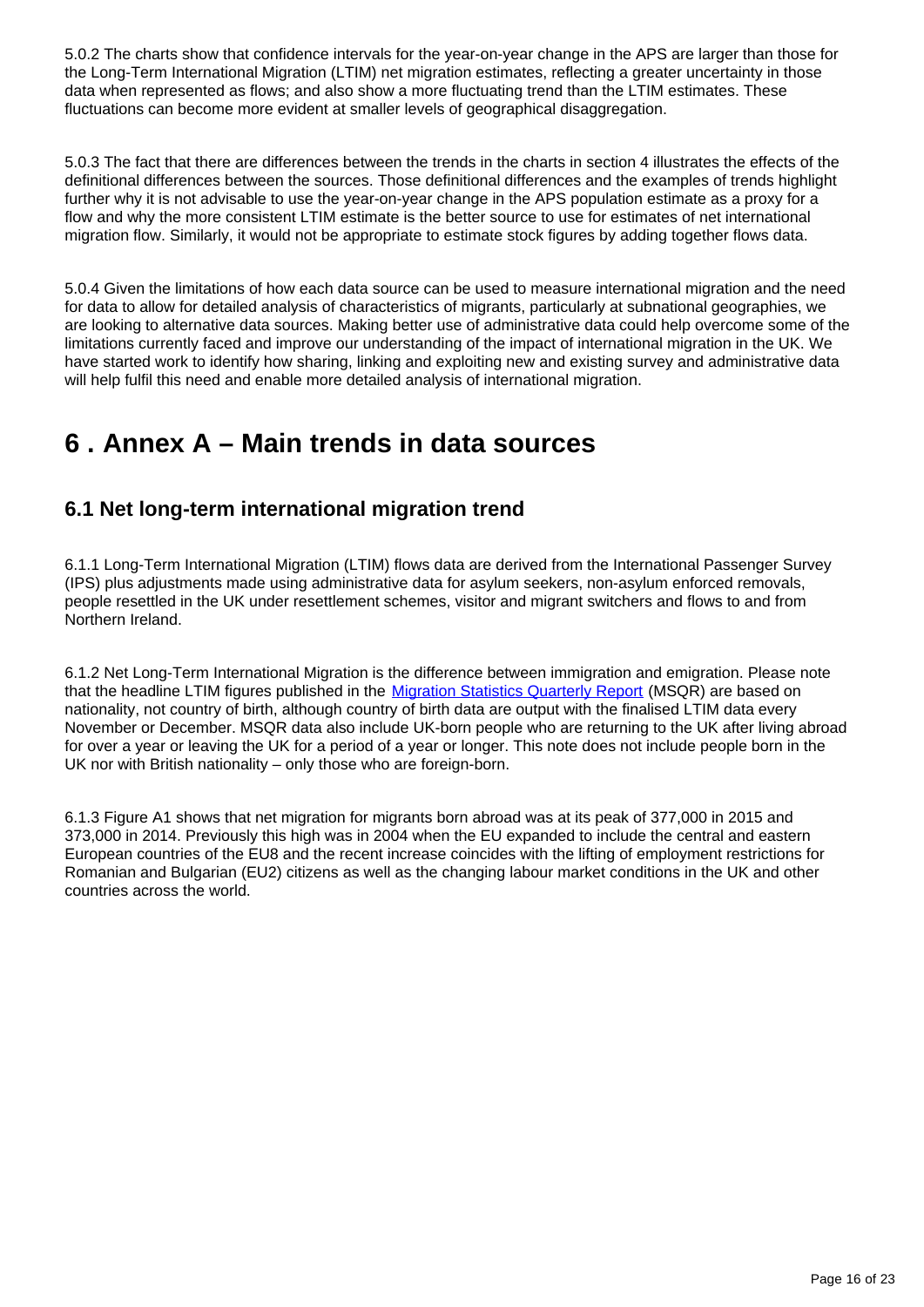5.0.2 The charts show that confidence intervals for the year-on-year change in the APS are larger than those for the Long-Term International Migration (LTIM) net migration estimates, reflecting a greater uncertainty in those data when represented as flows; and also show a more fluctuating trend than the LTIM estimates. These fluctuations can become more evident at smaller levels of geographical disaggregation.

5.0.3 The fact that there are differences between the trends in the charts in section 4 illustrates the effects of the definitional differences between the sources. Those definitional differences and the examples of trends highlight further why it is not advisable to use the year-on-year change in the APS population estimate as a proxy for a flow and why the more consistent LTIM estimate is the better source to use for estimates of net international migration flow. Similarly, it would not be appropriate to estimate stock figures by adding together flows data.

5.0.4 Given the limitations of how each data source can be used to measure international migration and the need for data to allow for detailed analysis of characteristics of migrants, particularly at subnational geographies, we are looking to alternative data sources. Making better use of administrative data could help overcome some of the limitations currently faced and improve our understanding of the impact of international migration in the UK. We have started work to identify how sharing, linking and exploiting new and existing survey and administrative data will help fulfil this need and enable more detailed analysis of international migration.

# 6 . Annex A – Main trends in data sources

## 6.1 Net long-term international migration trend

6.1.1 Long-Term International Migration (LTIM) flows data are derived from the International Passenger Survey (IPS) plus adjustments made using administrative data for asylum seekers, non-asylum enforced removals, people resettled in the UK under resettlement schemes, visitor and migrant switchers and flows to and from Northern Ireland.

6.1.2 Net Long-Term International Migration is the difference between immigration and emigration. Please note that the headline LTIM figures published in the Migration Statistics Quarterly Report (MSQR) are based on nationality, not country of birth, although country of birth data are output with the finalised LTIM data every November or December. MSQR data also include UK-born people who are returning to the UK after living abroad for over a year or leaving the UK for a period of a year or longer. This note does not include people born in the UK nor with British nationality – only those who are foreign-born.

6.1.3 Figure A1 shows that net migration for migrants born abroad was at its peak of 377,000 in 2015 and 373,000 in 2014. Previously this high was in 2004 when the EU expanded to include the central and eastern European countries of the EU8 and the recent increase coincides with the lifting of employment restrictions for Romanian and Bulgarian (EU2) citizens as well as the changing labour market conditions in the UK and other countries across the world.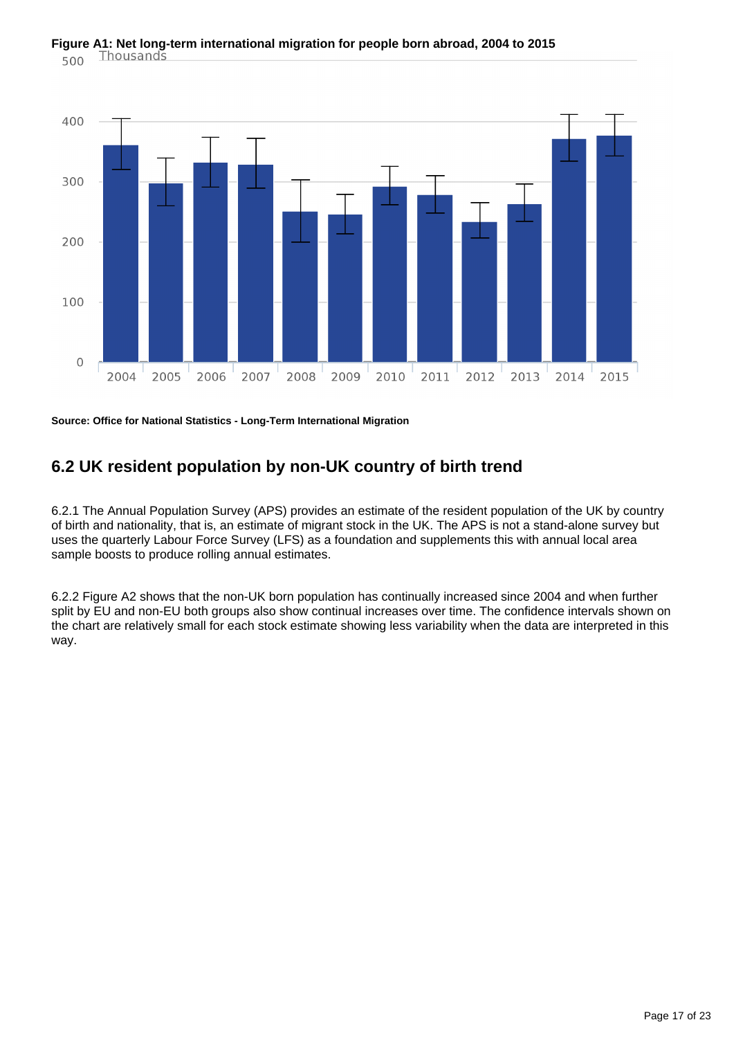**Figure A1: Net long-term international migration for people born abroad, 2004 to 2015**

Source: Office for National Statistics - Long-Term International Migration

## 6.2 UK resident population by non-UK country of birth trend

6.2.1 The Annual Population Survey (APS) provides an estimate of the resident population of the UK by country of birth and nationality, that is, an estimate of migrant stock in the UK. The APS is not a stand-alone survey but uses the quarterly Labour Force Survey (LFS) as a foundation and supplements this with annual local area sample boosts to produce rolling annual estimates.

6.2.2 Figure A2 shows that the non-UK born population has continually increased since 2004 and when further split by EU and non-EU both groups also show continual increases over time. The confidence intervals shown on the chart are relatively small for each stock estimate showing less variability when the data are interpreted in this way.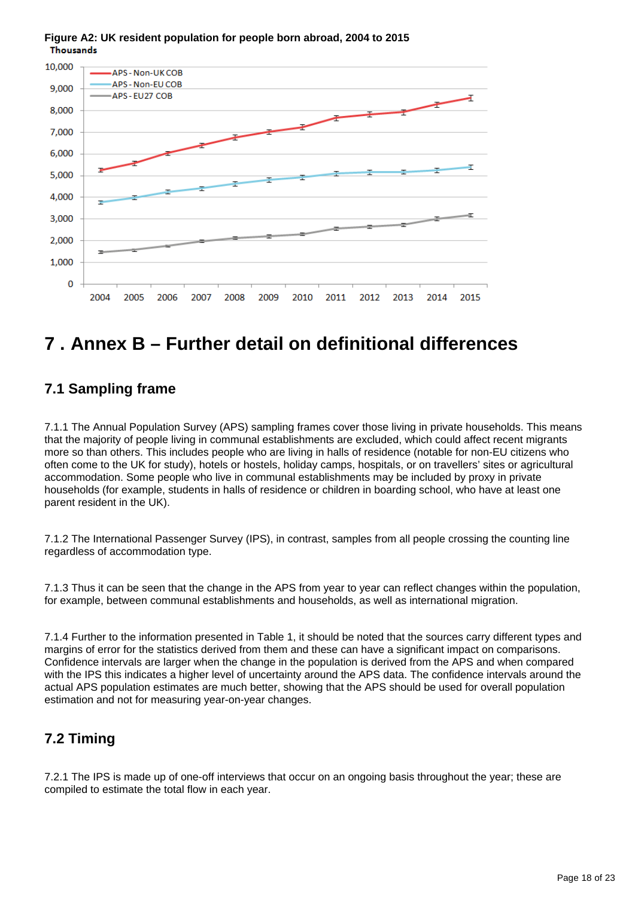**Figure A2: UK resident population for people born abroad, 2004 to 2015**

Thousands

## 7 . Annex B – Further detail on definitional differences

### 7.1 Sampling frame

7.1.1 The Annual Population Survey (APS) sampling frames cover those living in private households. This means that the majority of people living in communal establishments are excluded, which could affect recent migrants more so than others. This includes people who are living in halls of residence (notable for non-EU citizens who often come to the UK for study), hotels or hostels, holiday camps, hospitals, or on travellers' sites or agricultural accommodation. Some people who live in communal establishments may be included by proxy in private households (for example, students in halls of residence or children in boarding school, who have at least one parent resident in the UK).

7.1.2 The International Passenger Survey (IPS), in contrast, samples from all people crossing the counting line regardless of accommodation type.

7.1.3 Thus it can be seen that the change in the APS from year to year can reflect changes within the population, for example, between communal establishments and households, as well as international migration.

7.1.4 Further to the information presented in Table 1, it should be noted that the sources carry different types and margins of error for the statistics derived from them and these can have a significant impact on comparisons. Confidence intervals are larger when the change in the population is derived from the APS and when compared with the IPS this indicates a higher level of uncertainty around the APS data. The confidence intervals around the actual APS population estimates are much better, showing that the APS should be used for overall population estimation and not for measuring year-on-year changes.

### 7.2 Timing

7.2.1 The IPS is made up of one-off interviews that occur on an ongoing basis throughout the year; these are compiled to estimate the total flow in each year.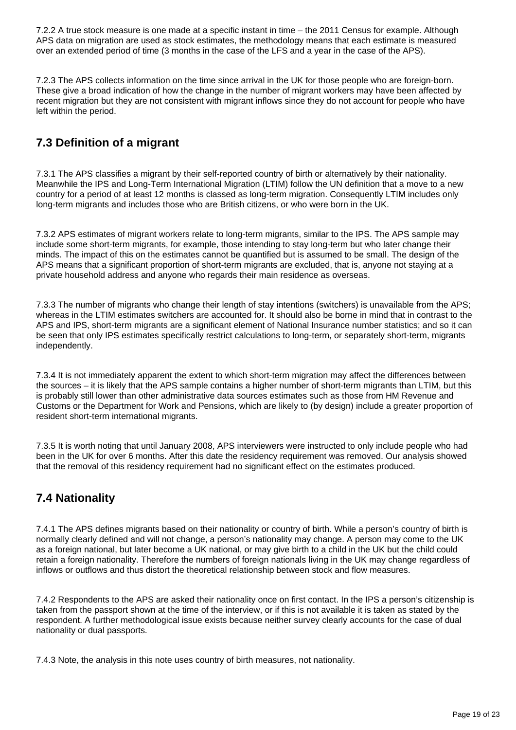7.2.2 A true stock measure is one made at a specific instant in time – the 2011 Census for example. Although APS data on migration are used as stock estimates, the methodology means that each estimate is measured over an extended period of time (3 months in the case of the LFS and a year in the case of the APS).

7.2.3 The APS collects information on the time since arrival in the UK for those people who are foreign-born. These give a broad indication of how the change in the number of migrant workers may have been affected by recent migration but they are not consistent with migrant inflows since they do not account for people who have left within the period.

## 7.3 Definition of a migrant

7.3.1 The APS classifies a migrant by their self-reported country of birth or alternatively by their nationality. Meanwhile the IPS and Long-Term International Migration (LTIM) follow the UN definition that a move to a new country for a period of at least 12 months is classed as long-term migration. Consequently LTIM includes only long-term migrants and includes those who are British citizens, or who were born in the UK.

7.3.2 APS estimates of migrant workers relate to long-term migrants, similar to the IPS. The APS sample may include some short-term migrants, for example, those intending to stay long-term but who later change their minds. The impact of this on the estimates cannot be quantified but is assumed to be small. The design of the APS means that a significant proportion of short-term migrants are excluded, that is, anyone not staying at a private household address and anyone who regards their main residence as overseas.

7.3.3 The number of migrants who change their length of stay intentions (switchers) is unavailable from the APS; whereas in the LTIM estimates switchers are accounted for. It should also be borne in mind that in contrast to the APS and IPS, short-term migrants are a significant element of National Insurance number statistics; and so it can be seen that only IPS estimates specifically restrict calculations to long-term, or separately short-term, migrants independently.

7.3.4 It is not immediately apparent the extent to which short-term migration may affect the differences between the sources – it is likely that the APS sample contains a higher number of short-term migrants than LTIM, but this is probably still lower than other administrative data sources estimates such as those from HM Revenue and Customs or the Department for Work and Pensions, which are likely to (by design) include a greater proportion of resident short-term international migrants.

7.3.5 It is worth noting that until January 2008, APS interviewers were instructed to only include people who had been in the UK for over 6 months. After this date the residency requirement was removed. Our analysis showed that the removal of this residency requirement had no significant effect on the estimates produced.

## 7.4 Nationality

7.4.1 The APS defines migrants based on their nationality or country of birth. While a person's country of birth is normally clearly defined and will not change, a person's nationality may change. A person may come to the UK as a foreign national, but later become a UK national, or may give birth to a child in the UK but the child could retain a foreign nationality. Therefore the numbers of foreign nationals living in the UK may change regardless of inflows or outflows and thus distort the theoretical relationship between stock and flow measures.

7.4.2 Respondents to the APS are asked their nationality once on first contact. In the IPS a person's citizenship is taken from the passport shown at the time of the interview, or if this is not available it is taken as stated by the respondent. A further methodological issue exists because neither survey clearly accounts for the case of dual nationality or dual passports.

7.4.3 Note, the analysis in this note uses country of birth measures, not nationality.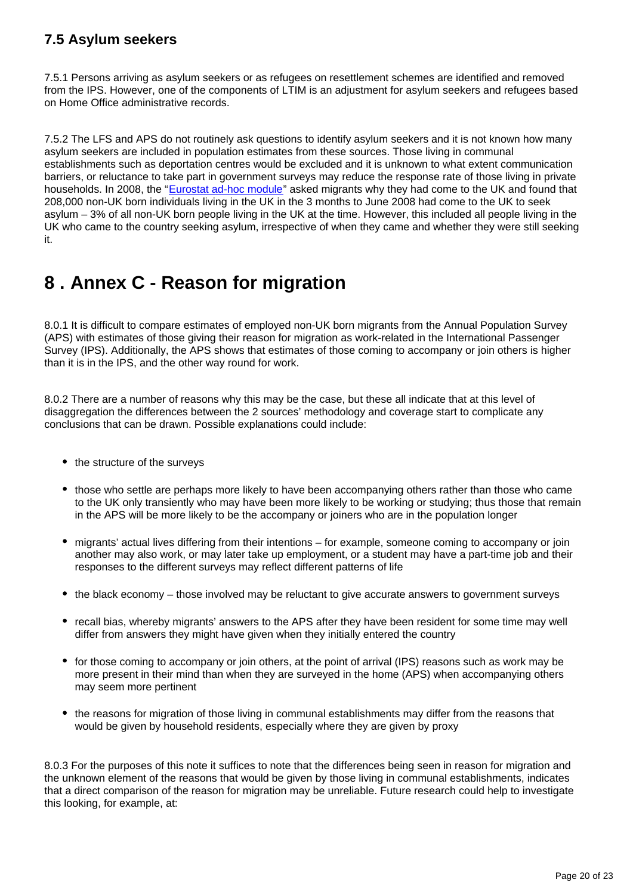### 7.5 Asylum seekers

7.5.1 Persons arriving as asylum seekers or as refugees on resettlement schemes are identified and removed from the IPS. However, one of the components of LTIM is an adjustment for asylum seekers and refugees based on Home Office administrative records.

7.5.2 The LFS and APS do not routinely ask questions to identify asylum seekers and it is not known how many asylum seekers are included in population estimates from these sources. Those living in communal establishments such as deportation centres would be excluded and it is unknown to what extent communication barriers, or reluctance to take part in government surveys may reduce the response rate of those living in private households. In 2008, the "Eurostat ad-hoc module" asked migrants why they had come to the UK and found that 208,000 non-UK born individuals living in the UK in the 3 months to June 2008 had come to the UK to seek asylum – 3% of all non-UK born people living in the UK at the time. However, this included all people living in the UK who came to the country seeking asylum, irrespective of when they came and whether they were still seeking it.

## 8 . Annex C - Reason for migration

8.0.1 It is difficult to compare estimates of employed non-UK born migrants from the Annual Population Survey (APS) with estimates of those giving their reason for migration as work-related in the International Passenger Survey (IPS). Additionally, the APS shows that estimates of those coming to accompany or join others is higher than it is in the IPS, and the other way round for work.

8.0.2 There are a number of reasons why this may be the case, but these all indicate that at this level of disaggregation the differences between the 2 sources' methodology and coverage start to complicate any conclusions that can be drawn. Possible explanations could include:

- the structure of the surveys
- those who settle are perhaps more likely to have been accompanying others rather than those who came to the UK only transiently who may have been more likely to be working or studying; thus those that remain in the APS will be more likely to be the accompany or joiners who are in the population longer
- migrants' actual lives differing from their intentions – for example, someone coming to accompany or join another may also work, or may later take up employment, or a student may have a part-time job and their responses to the different surveys may reflect different patterns of life
- the black economy – those involved may be reluctant to give accurate answers to government surveys
- recall bias, whereby migrants' answers to the APS after they have been resident for some time may well differ from answers they might have given when they initially entered the country
- for those coming to accompany or join others, at the point of arrival (IPS) reasons such as work may be more present in their mind than when they are surveyed in the home (APS) when accompanying others may seem more pertinent
- the reasons for migration of those living in communal establishments may differ from the reasons that would be given by household residents, especially where they are given by proxy

8.0.3 For the purposes of this note it suffices to note that the differences being seen in reason for migration and the unknown element of the reasons that would be given by those living in communal establishments, indicates that a direct comparison of the reason for migration may be unreliable. Future research could help to investigate this looking, for example, at: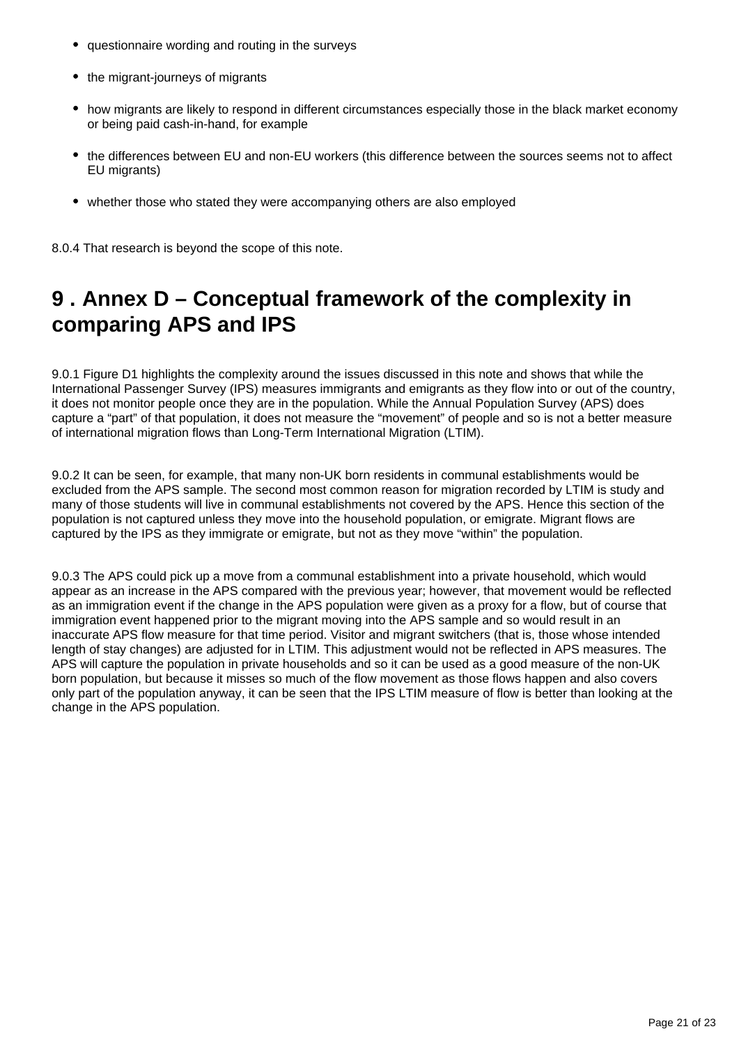- questionnaire wording and routing in the surveys
- the migrant-journeys of migrants
- how migrants are likely to respond in different circumstances especially those in the black market economy or being paid cash-in-hand, for example
- the differences between EU and non-EU workers (this difference between the sources seems not to affect EU migrants)
- whether those who stated they were accompanying others are also employed

8.0.4 That research is beyond the scope of this note.

# 9 . Annex D – Conceptual framework of the complexity in comparing APS and IPS

9.0.1 Figure D1 highlights the complexity around the issues discussed in this note and shows that while the International Passenger Survey (IPS) measures immigrants and emigrants as they flow into or out of the country, it does not monitor people once they are in the population. While the Annual Population Survey (APS) does capture a "part" of that population, it does not measure the "movement" of people and so is not a better measure of international migration flows than Long-Term International Migration (LTIM).

9.0.2 It can be seen, for example, that many non-UK born residents in communal establishments would be excluded from the APS sample. The second most common reason for migration recorded by LTIM is study and many of those students will live in communal establishments not covered by the APS. Hence this section of the population is not captured unless they move into the household population, or emigrate. Migrant flows are captured by the IPS as they immigrate or emigrate, but not as they move "within" the population.

9.0.3 The APS could pick up a move from a communal establishment into a private household, which would appear as an increase in the APS compared with the previous year; however, that movement would be reflected as an immigration event if the change in the APS population were given as a proxy for a flow, but of course that immigration event happened prior to the migrant moving into the APS sample and so would result in an inaccurate APS flow measure for that time period. Visitor and migrant switchers (that is, those whose intended length of stay changes) are adjusted for in LTIM. This adjustment would not be reflected in APS measures. The APS will capture the population in private households and so it can be used as a good measure of the non-UK born population, but because it misses so much of the flow movement as those flows happen and also covers only part of the population anyway, it can be seen that the IPS LTIM measure of flow is better than looking at the change in the APS population.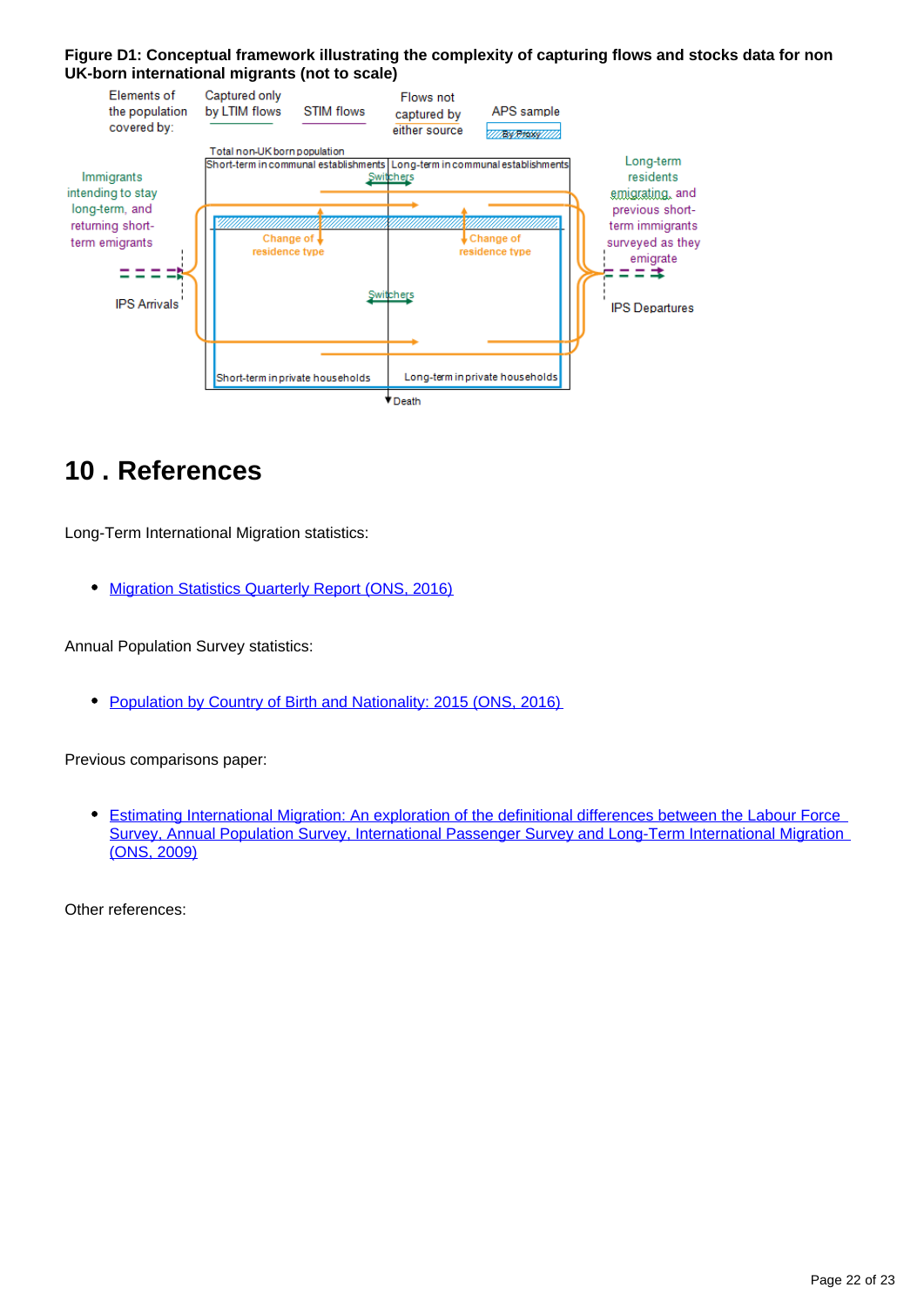**Figure D1: Conceptual framework illustrating the complexity of capturing flows and stocks data for non UK-born international migrants (not to scale)**

Elements of the population covered by: Captured only by LTIM flows | STIM flows | Flows not captured by either source | APS sample (By Proxy)

Total non-UK born population

Short-term in communal establishments | Long-term in communal establishments

Switchers

Immigrants intending to stay long-term, and returning short-term emigrants

IPS Arrivals

Change of residence type

Change of residence type

Switchers

Long-term residents emigrating, and previous short-term immigrants surveyed as they emigrate

IPS Departures

Short-term in private households | Long-term in private households

Death

# 10 . References

Long-Term International Migration statistics:

- Migration Statistics Quarterly Report (ONS, 2016)

Annual Population Survey statistics:

- Population by Country of Birth and Nationality: 2015 (ONS, 2016)

Previous comparisons paper:

- Estimating International Migration: An exploration of the definitional differences between the Labour Force Survey, Annual Population Survey, International Passenger Survey and Long-Term International Migration (ONS, 2009)

Other references: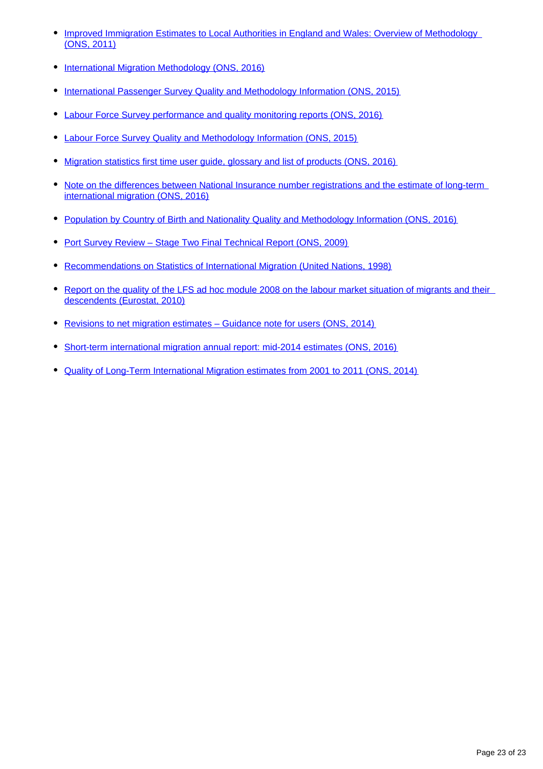- Improved Immigration Estimates to Local Authorities in England and Wales: Overview of Methodology (ONS, 2011)
- International Migration Methodology (ONS, 2016)
- International Passenger Survey Quality and Methodology Information (ONS, 2015)
- Labour Force Survey performance and quality monitoring reports (ONS, 2016)
- Labour Force Survey Quality and Methodology Information (ONS, 2015)
- Migration statistics first time user guide, glossary and list of products (ONS, 2016)
- Note on the differences between National Insurance number registrations and the estimate of long-term international migration (ONS, 2016)
- Population by Country of Birth and Nationality Quality and Methodology Information (ONS, 2016)
- Port Survey Review – Stage Two Final Technical Report (ONS, 2009)
- Recommendations on Statistics of International Migration (United Nations, 1998)
- Report on the quality of the LFS ad hoc module 2008 on the labour market situation of migrants and their descendents (Eurostat, 2010)
- Revisions to net migration estimates – Guidance note for users (ONS, 2014)
- Short-term international migration annual report: mid-2014 estimates (ONS, 2016)
- Quality of Long-Term International Migration estimates from 2001 to 2011 (ONS, 2014)